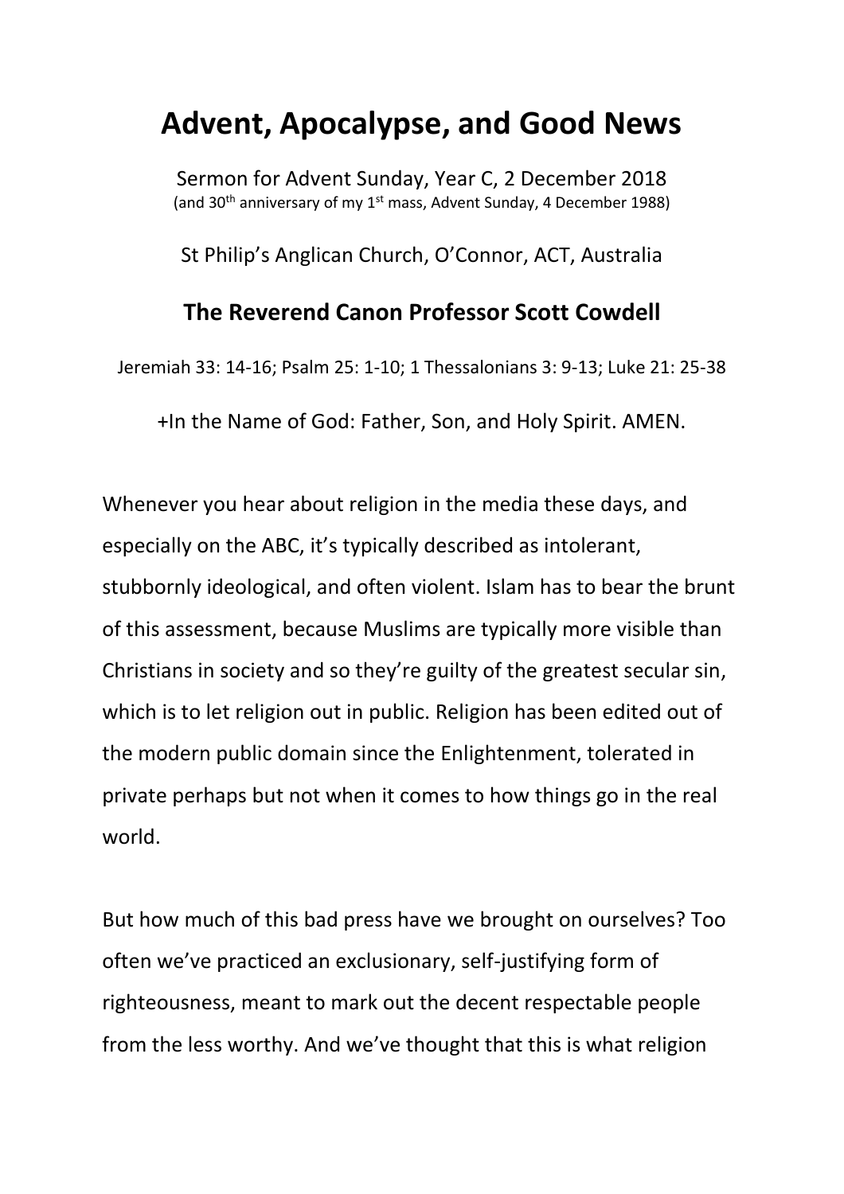# Advent, Apocalypse, and Good News

Sermon for Advent Sunday, Year C, 2 December 2018
(and 30th anniversary of my 1st mass, Advent Sunday, 4 December 1988)

St Philip's Anglican Church, O'Connor, ACT, Australia

**The Reverend Canon Professor Scott Cowdell**

Jeremiah 33: 14-16; Psalm 25: 1-10; 1 Thessalonians 3: 9-13; Luke 21: 25-38

+In the Name of God: Father, Son, and Holy Spirit. AMEN.

Whenever you hear about religion in the media these days, and especially on the ABC, it's typically described as intolerant, stubbornly ideological, and often violent. Islam has to bear the brunt of this assessment, because Muslims are typically more visible than Christians in society and so they're guilty of the greatest secular sin, which is to let religion out in public. Religion has been edited out of the modern public domain since the Enlightenment, tolerated in private perhaps but not when it comes to how things go in the real world.

But how much of this bad press have we brought on ourselves? Too often we've practiced an exclusionary, self-justifying form of righteousness, meant to mark out the decent respectable people from the less worthy. And we've thought that this is what religion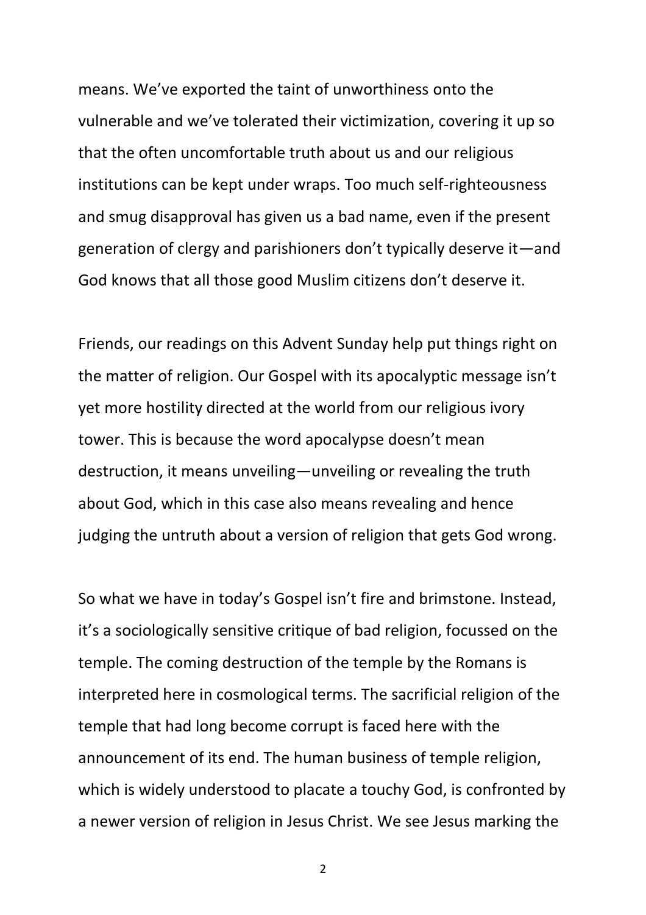means. We've exported the taint of unworthiness onto the vulnerable and we've tolerated their victimization, covering it up so that the often uncomfortable truth about us and our religious institutions can be kept under wraps. Too much self-righteousness and smug disapproval has given us a bad name, even if the present generation of clergy and parishioners don't typically deserve it—and God knows that all those good Muslim citizens don't deserve it.

Friends, our readings on this Advent Sunday help put things right on the matter of religion. Our Gospel with its apocalyptic message isn't yet more hostility directed at the world from our religious ivory tower. This is because the word apocalypse doesn't mean destruction, it means unveiling—unveiling or revealing the truth about God, which in this case also means revealing and hence judging the untruth about a version of religion that gets God wrong.

So what we have in today's Gospel isn't fire and brimstone. Instead, it's a sociologically sensitive critique of bad religion, focussed on the temple. The coming destruction of the temple by the Romans is interpreted here in cosmological terms. The sacrificial religion of the temple that had long become corrupt is faced here with the announcement of its end. The human business of temple religion, which is widely understood to placate a touchy God, is confronted by a newer version of religion in Jesus Christ. We see Jesus marking the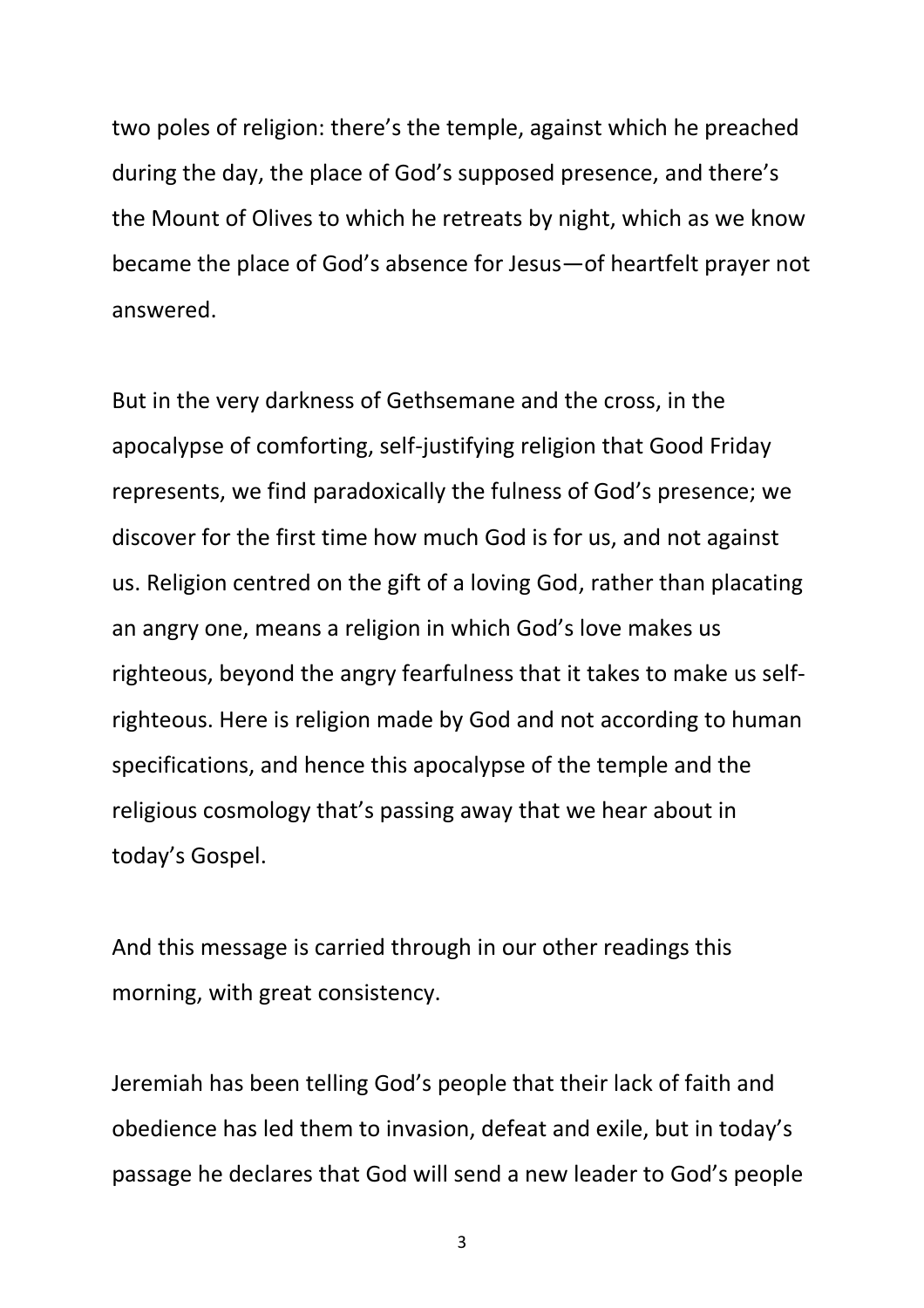two poles of religion: there's the temple, against which he preached during the day, the place of God's supposed presence, and there's the Mount of Olives to which he retreats by night, which as we know became the place of God's absence for Jesus—of heartfelt prayer not answered.

But in the very darkness of Gethsemane and the cross, in the apocalypse of comforting, self-justifying religion that Good Friday represents, we find paradoxically the fulness of God's presence; we discover for the first time how much God is for us, and not against us. Religion centred on the gift of a loving God, rather than placating an angry one, means a religion in which God's love makes us righteous, beyond the angry fearfulness that it takes to make us self-righteous. Here is religion made by God and not according to human specifications, and hence this apocalypse of the temple and the religious cosmology that's passing away that we hear about in today's Gospel.

And this message is carried through in our other readings this morning, with great consistency.

Jeremiah has been telling God's people that their lack of faith and obedience has led them to invasion, defeat and exile, but in today's passage he declares that God will send a new leader to God's people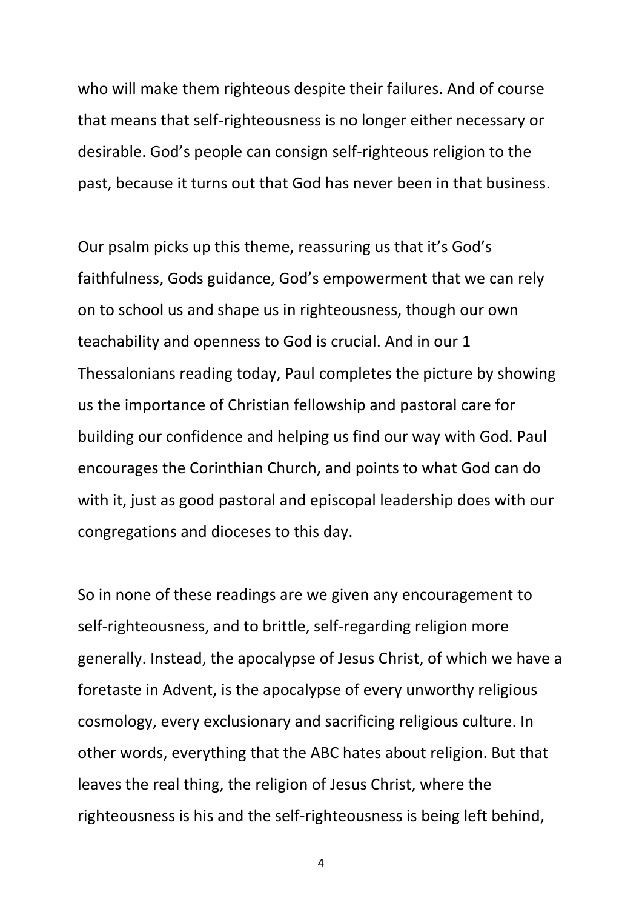who will make them righteous despite their failures. And of course that means that self-righteousness is no longer either necessary or desirable. God's people can consign self-righteous religion to the past, because it turns out that God has never been in that business.

Our psalm picks up this theme, reassuring us that it's God's faithfulness, Gods guidance, God's empowerment that we can rely on to school us and shape us in righteousness, though our own teachability and openness to God is crucial. And in our 1 Thessalonians reading today, Paul completes the picture by showing us the importance of Christian fellowship and pastoral care for building our confidence and helping us find our way with God. Paul encourages the Corinthian Church, and points to what God can do with it, just as good pastoral and episcopal leadership does with our congregations and dioceses to this day.

So in none of these readings are we given any encouragement to self-righteousness, and to brittle, self-regarding religion more generally. Instead, the apocalypse of Jesus Christ, of which we have a foretaste in Advent, is the apocalypse of every unworthy religious cosmology, every exclusionary and sacrificing religious culture. In other words, everything that the ABC hates about religion. But that leaves the real thing, the religion of Jesus Christ, where the righteousness is his and the self-righteousness is being left behind,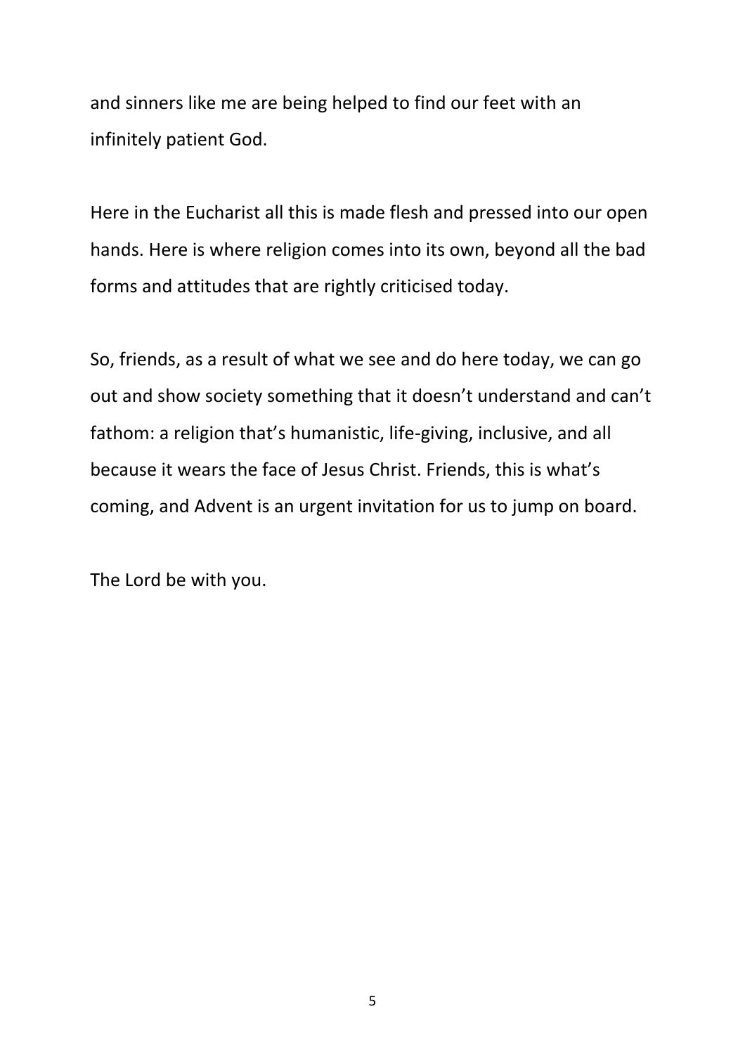and sinners like me are being helped to find our feet with an infinitely patient God.

Here in the Eucharist all this is made flesh and pressed into our open hands. Here is where religion comes into its own, beyond all the bad forms and attitudes that are rightly criticised today.

So, friends, as a result of what we see and do here today, we can go out and show society something that it doesn't understand and can't fathom: a religion that's humanistic, life-giving, inclusive, and all because it wears the face of Jesus Christ. Friends, this is what's coming, and Advent is an urgent invitation for us to jump on board.

The Lord be with you.